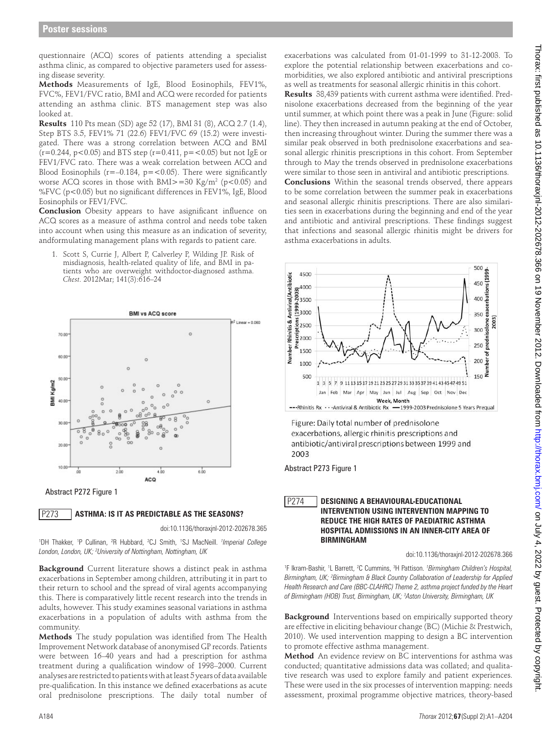questionnaire (ACQ) scores of patients attending a specialist asthma clinic, as compared to objective parameters used for assessing disease severity.

**Methods** Measurements of IgE, Blood Eosinophils, FEV1%, FVC%, FEV1/FVC ratio, BMI and ACQ were recorded for patients attending an asthma clinic. BTS management step was also looked at.

**Results** 110 Pts mean (SD) age 52 (17), BMI 31 (8), ACQ 2.7 (1.4), Step BTS 3.5, FEV1% 71 (22.6) FEV1/FVC 69 (15.2) were investigated. There was a strong correlation between ACQ and BMI ($r=0.244$, $p<0.05$) and BTS step ($r=0.411$, $p=<0.05$) but not IgE or FEV1/FVC rato. There was a weak correlation between ACQ and Blood Eosinophils ($r=-0.184$, $p=<0.05$). There were significantly worse ACQ scores in those with BMI$>=30$ Kg/m$^2$ ($p<0.05$) and %FVC ($p<0.05$) but no significant differences in FEV1%, IgE, Blood Eosinophils or FEV1/FVC.

**Conclusion** Obesity appears to have asignificant influence on ACQ scores as a measure of asthma control and needs tobe taken into account when using this measure as an indication of severity, andformulating management plans with regards to patient care.

1. Scott S, Currie J, Albert P, Calverley P, Wilding JP. Risk of misdiagnosis, health-related quality of life, and BMI in patients who are overweight withdoctor-diagnosed asthma. *Chest*. 2012Mar; 141(3):616–24

Abstract P272 Figure 1

## P273 ASTHMA: IS IT AS PREDICTABLE AS THE SEASONS?

doi:10.1136/thoraxjnl-2012-202678.365

[1]DH Thakker, [1]P Cullinan, [2]R Hubbard, [2]CJ Smith, [1]SJ MacNeill. [1]*Imperial College London, London, UK;* [2]*University of Nottingham, Nottingham, UK*

**Background** Current literature shows a distinct peak in asthma exacerbations in September among children, attributing it in part to their return to school and the spread of viral agents accompanying this. There is comparatively little recent research into the trends in adults, however. This study examines seasonal variations in asthma exacerbations in a population of adults with asthma from the community.

**Methods** The study population was identified from The Health Improvement Network database of anonymised GP records. Patients were between 16–40 years and had a prescription for asthma treatment during a qualification window of 1998–2000. Current analyses are restricted to patients with at least 5 years of data available pre-qualification. In this instance we defined exacerbations as acute oral prednisolone prescriptions. The daily total number of exacerbations was calculated from 01-01-1999 to 31-12-2003. To explore the potential relationship between exacerbations and co-morbidities, we also explored antibiotic and antiviral prescriptions as well as treatments for seasonal allergic rhinitis in this cohort.

**Results** 38,439 patients with current asthma were identified. Prednisolone exacerbations decreased from the beginning of the year until summer, at which point there was a peak in June (Figure: solid line). They then increased in autumn peaking at the end of October, then increasing throughout winter. During the summer there was a similar peak observed in both prednisolone exacerbations and seasonal allergic rhinitis prescriptions in this cohort. From September through to May the trends observed in prednisolone exacerbations were similar to those seen in antiviral and antibiotic prescriptions.

**Conclusions** Within the seasonal trends observed, there appears to be some correlation between the summer peak in exacerbations and seasonal allergic rhinitis prescriptions. There are also similarities seen in exacerbations during the beginning and end of the year and antibiotic and antiviral prescriptions. These findings suggest that infections and seasonal allergic rhinitis might be drivers for asthma exacerbations in adults.

Figure: Daily total number of prednisolone exacerbations, allergic rhinitis prescriptions and antibiotic/antiviral prescriptions between 1999 and 2003

Abstract P273 Figure 1

## P274 DESIGNING A BEHAVIOURAL-EDUCATIONAL INTERVENTION USING INTERVENTION MAPPING TO REDUCE THE HIGH RATES OF PAEDIATRIC ASTHMA HOSPITAL ADMISSIONS IN AN INNER-CITY AREA OF BIRMINGHAM

doi:10.1136/thoraxjnl-2012-202678.366

[1]F Ikram-Bashir, [1]L Barrett, [2]C Cummins, [3]H Pattison. [1]*Birmingham Children's Hospital, Birmingham, UK;* [2]*Birmingham & Black Country Collaboration of Leadership for Applied Health Research and Care (BBC-CLAHRC) Theme 2, asthma project funded by the Heart of Birmingham (HOB) Trust, Birmingham, UK;* [3]*Aston University, Birmingham, UK*

**Background** Interventions based on empirically supported theory are effective in eliciting behaviour change (BC) (Michie & Prestwich, 2010). We used intervention mapping to design a BC intervention to promote effective asthma management.

**Method** An evidence review on BC interventions for asthma was conducted; quantitative admissions data was collated; and qualitative research was used to explore family and patient experiences. These were used in the six processes of intervention mapping: needs assessment, proximal programme objective matrices, theory-based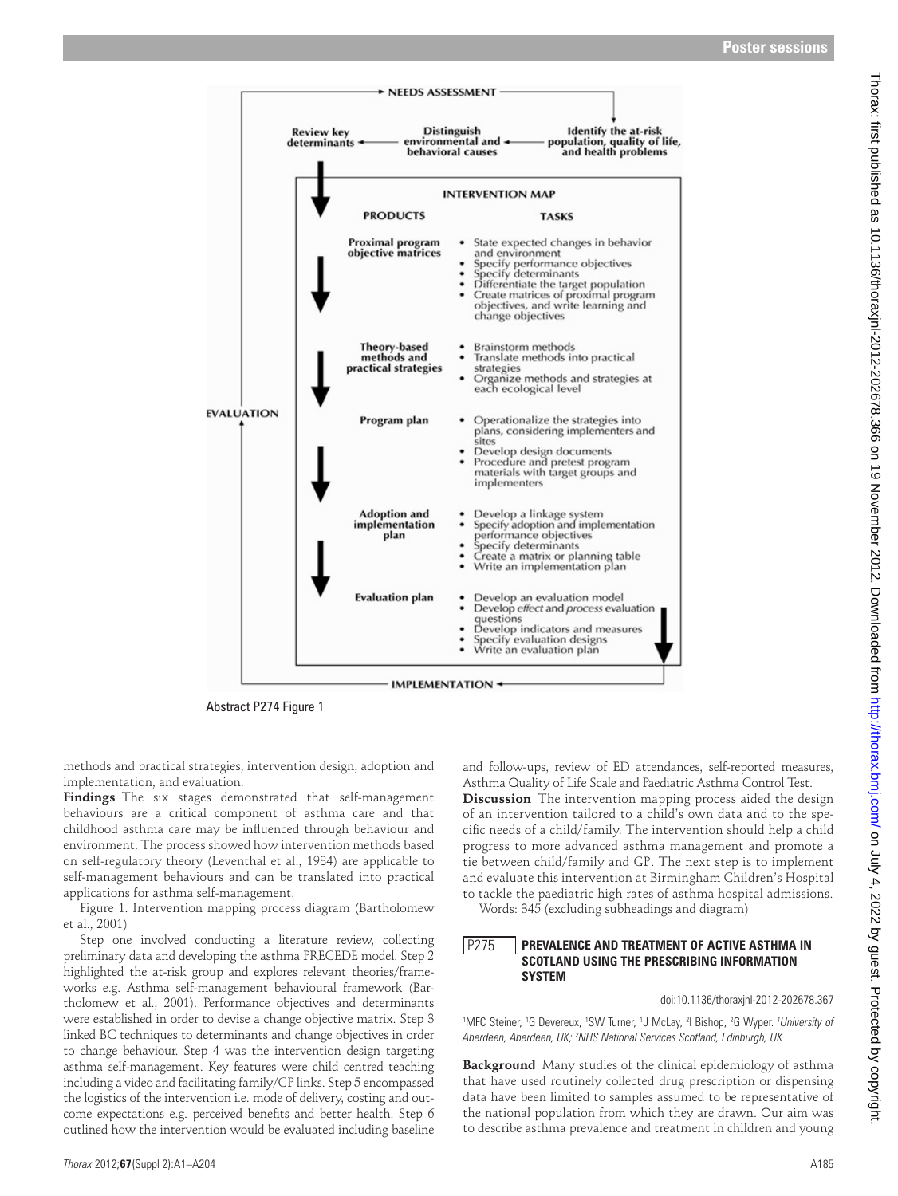NEEDS ASSESSMENT

Review key determinants

Distinguish environmental and behavioral causes

Identify the at-risk population, quality of life, and health problems

INTERVENTION MAP

PRODUCTS

TASKS

Proximal program objective matrices

- State expected changes in behavior and environment
- Specify performance objectives
- Specify determinants
- Differentiate the target population
- Create matrices of proximal program objectives, and write learning and change objectives

Theory-based methods and practical strategies

- Brainstorm methods
- Translate methods into practical strategies
- Organize methods and strategies at each ecological level

EVALUATION

Program plan

- Operationalize the strategies into plans, considering implementers and sites
- Develop design documents
- Procedure and pretest program materials with target groups and implementers

Adoption and implementation plan

- Develop a linkage system
- Specify adoption and implementation performance objectives
- Specify determinants
- Create a matrix or planning table
- Write an implementation plan

Evaluation plan

- Develop an evaluation model
- Develop *effect* and *process* evaluation questions
- Develop indicators and measures
- Specify evaluation designs
- Write an evaluation plan

IMPLEMENTATION

Abstract P274 Figure 1

methods and practical strategies, intervention design, adoption and implementation, and evaluation.

**Findings** The six stages demonstrated that self-management behaviours are a critical component of asthma care and that childhood asthma care may be influenced through behaviour and environment. The process showed how intervention methods based on self-regulatory theory (Leventhal et al., 1984) are applicable to self-management behaviours and can be translated into practical applications for asthma self-management.

Figure 1. Intervention mapping process diagram (Bartholomew et al., 2001)

Step one involved conducting a literature review, collecting preliminary data and developing the asthma PRECEDE model. Step 2 highlighted the at-risk group and explores relevant theories/frameworks e.g. Asthma self-management behavioural framework (Bartholomew et al., 2001). Performance objectives and determinants were established in order to devise a change objective matrix. Step 3 linked BC techniques to determinants and change objectives in order to change behaviour. Step 4 was the intervention design targeting asthma self-management. Key features were child centred teaching including a video and facilitating family/GP links. Step 5 encompassed the logistics of the intervention i.e. mode of delivery, costing and outcome expectations e.g. perceived benefits and better health. Step 6 outlined how the intervention would be evaluated including baseline and follow-ups, review of ED attendances, self-reported measures, Asthma Quality of Life Scale and Paediatric Asthma Control Test.

**Discussion** The intervention mapping process aided the design of an intervention tailored to a child's own data and to the specific needs of a child/family. The intervention should help a child progress to more advanced asthma management and promote a tie between child/family and GP. The next step is to implement and evaluate this intervention at Birmingham Children's Hospital to tackle the paediatric high rates of asthma hospital admissions.

Words: 345 (excluding subheadings and diagram)

## P275 PREVALENCE AND TREATMENT OF ACTIVE ASTHMA IN SCOTLAND USING THE PRESCRIBING INFORMATION SYSTEM

doi:10.1136/thoraxjnl-2012-202678.367

[1]MFC Steiner, [1]G Devereux, [1]SW Turner, [1]J McLay, [2]I Bishop, [2]G Wyper. [1]*University of Aberdeen, Aberdeen, UK;* [2]*NHS National Services Scotland, Edinburgh, UK*

**Background** Many studies of the clinical epidemiology of asthma that have used routinely collected drug prescription or dispensing data have been limited to samples assumed to be representative of the national population from which they are drawn. Our aim was to describe asthma prevalence and treatment in children and young